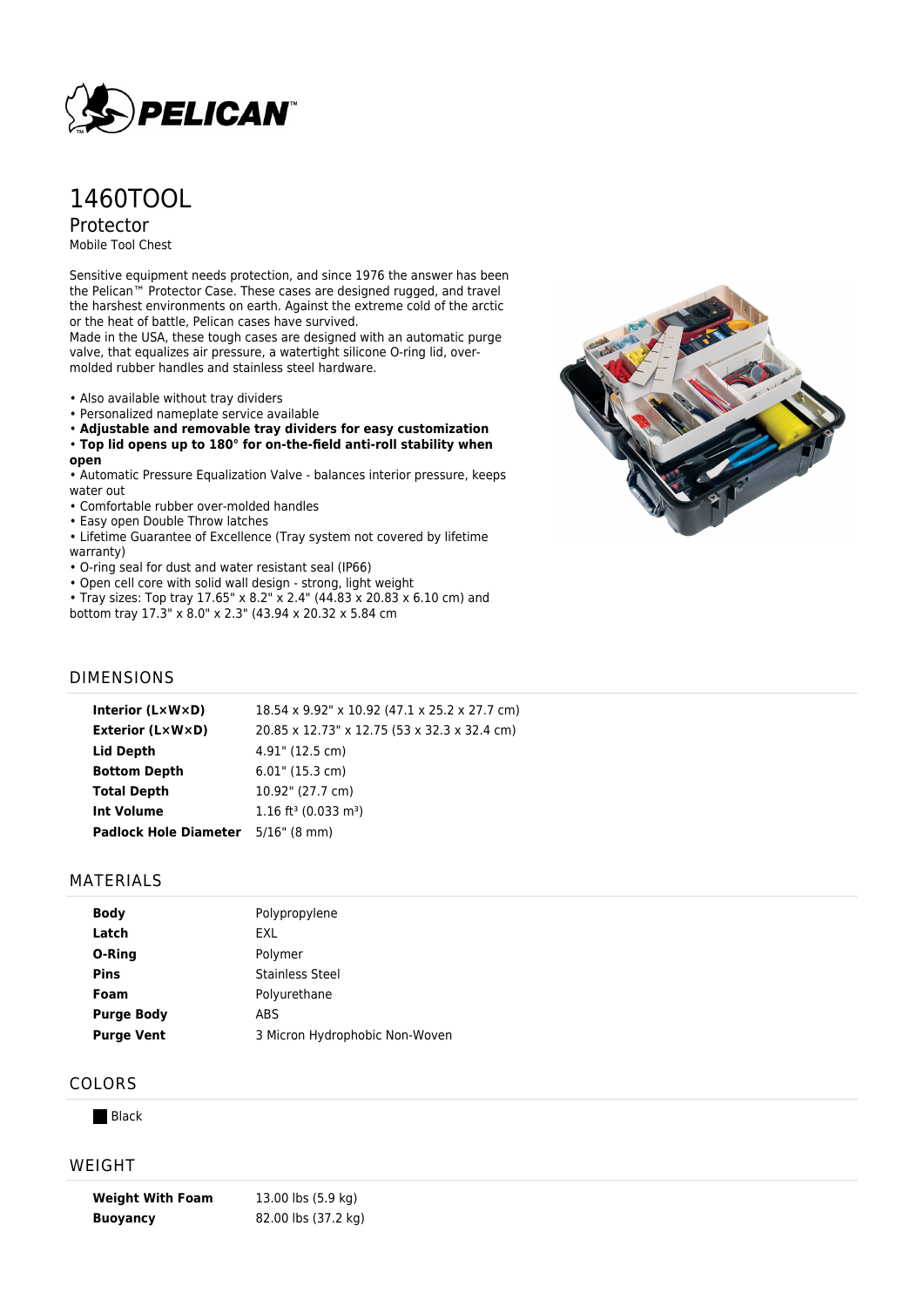# 1460TOOL

## Protector

Mobile Tool Chest

Sensitive equipment needs protection, and since 1976 the answer has been the Pelican™ Protector Case. These cases are designed rugged, and travel the harshest environments on earth. Against the extreme cold of the arctic or the heat of battle, Pelican cases have survived.
Made in the USA, these tough cases are designed with an automatic purge valve, that equalizes air pressure, a watertight silicone O-ring lid, over-molded rubber handles and stainless steel hardware.

- Also available without tray dividers
- Personalized nameplate service available
- **Adjustable and removable tray dividers for easy customization**
- **Top lid opens up to 180° for on-the-field anti-roll stability when open**
- Automatic Pressure Equalization Valve - balances interior pressure, keeps water out
- Comfortable rubber over-molded handles
- Easy open Double Throw latches
- Lifetime Guarantee of Excellence (Tray system not covered by lifetime warranty)
- O-ring seal for dust and water resistant seal (IP66)
- Open cell core with solid wall design - strong, light weight
- Tray sizes: Top tray 17.65" x 8.2" x 2.4" (44.83 x 20.83 x 6.10 cm) and bottom tray 17.3" x 8.0" x 2.3" (43.94 x 20.32 x 5.84 cm

## DIMENSIONS

| | |
|---|---|
| **Interior (L×W×D)** | 18.54 x 9.92" x 10.92 (47.1 x 25.2 x 27.7 cm) |
| **Exterior (L×W×D)** | 20.85 x 12.73" x 12.75 (53 x 32.3 x 32.4 cm) |
| **Lid Depth** | 4.91" (12.5 cm) |
| **Bottom Depth** | 6.01" (15.3 cm) |
| **Total Depth** | 10.92" (27.7 cm) |
| **Int Volume** | 1.16 $ft^3$ (0.033 $m^3$) |
| **Padlock Hole Diameter** | 5/16" (8 mm) |

## MATERIALS

| | |
|---|---|
| **Body** | Polypropylene |
| **Latch** | EXL |
| **O-Ring** | Polymer |
| **Pins** | Stainless Steel |
| **Foam** | Polyurethane |
| **Purge Body** | ABS |
| **Purge Vent** | 3 Micron Hydrophobic Non-Woven |

## COLORS

Black

## WEIGHT

| | |
|---|---|
| **Weight With Foam** | 13.00 lbs (5.9 kg) |
| **Buoyancy** | 82.00 lbs (37.2 kg) |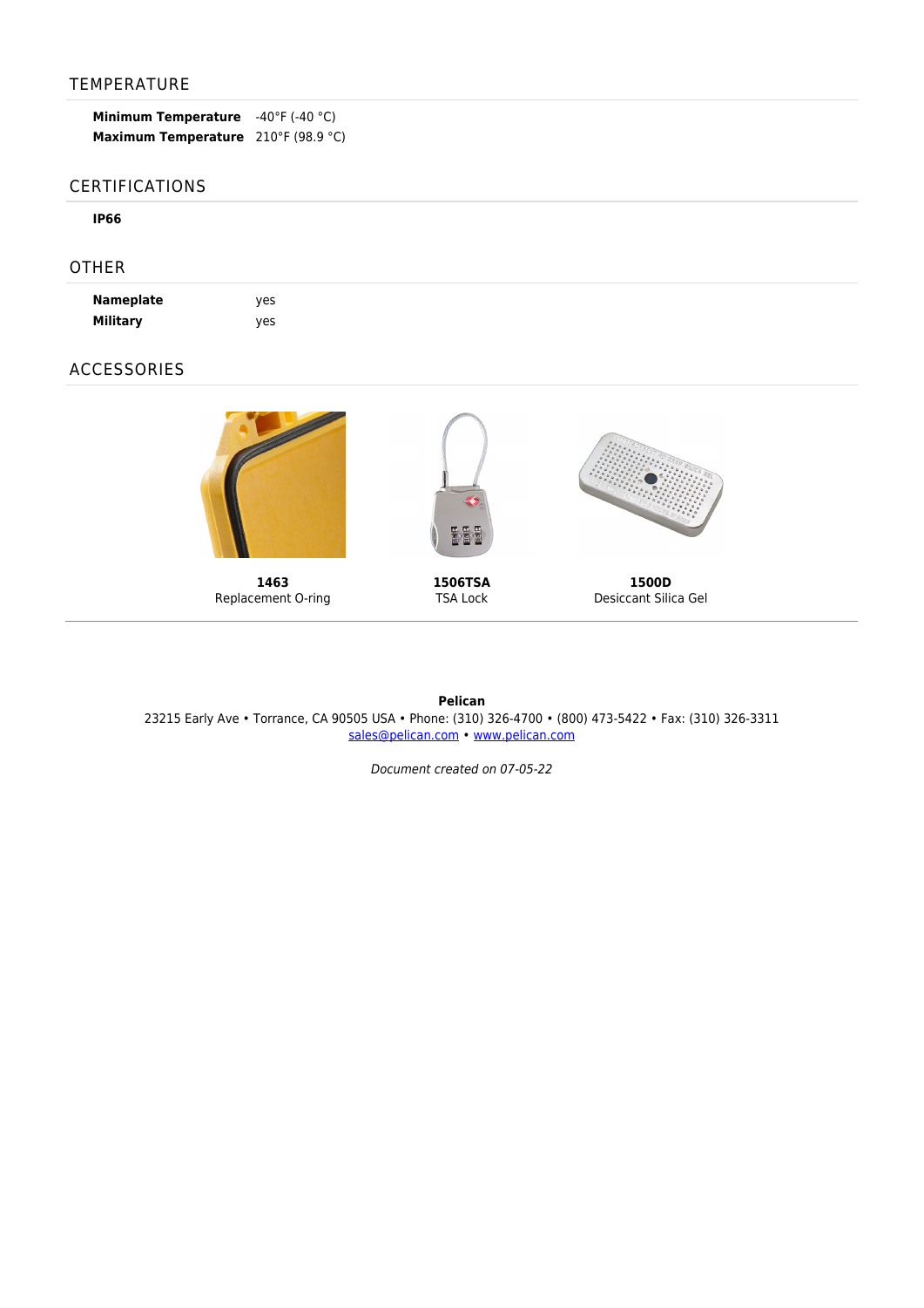## TEMPERATURE

| | |
|---|---|
| **Minimum Temperature** | -40°F (-40 °C) |
| **Maximum Temperature** | 210°F (98.9 °C) |

## CERTIFICATIONS

**IP66**

## OTHER

| | |
|---|---|
| **Nameplate** | yes |
| **Military** | yes |

## ACCESSORIES

**1463**
Replacement O-ring

**1506TSA**
TSA Lock

**1500D**
Desiccant Silica Gel

**Pelican**
23215 Early Ave • Torrance, CA 90505 USA • Phone: (310) 326-4700 • (800) 473-5422 • Fax: (310) 326-3311
sales@pelican.com • www.pelican.com

*Document created on 07-05-22*